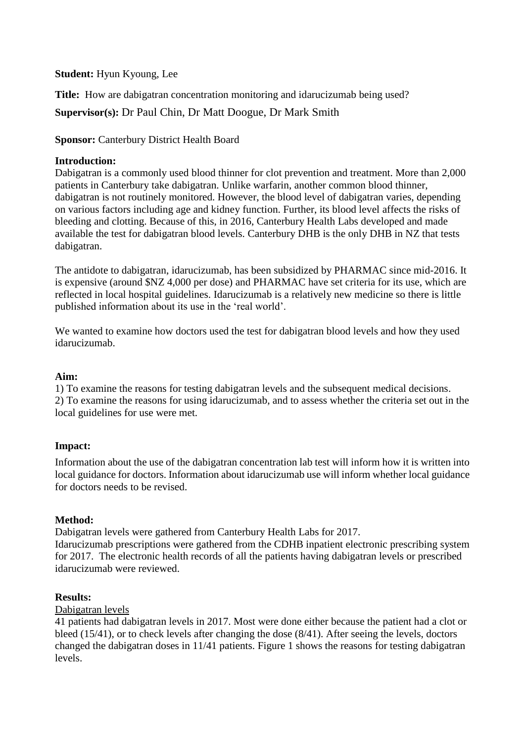**Student:** Hyun Kyoung, Lee

**Title:** How are dabigatran concentration monitoring and idarucizumab being used?

**Supervisor(s):** Dr Paul Chin, Dr Matt Doogue, Dr Mark Smith

**Sponsor:** Canterbury District Health Board

**Introduction:**

Dabigatran is a commonly used blood thinner for clot prevention and treatment. More than 2,000 patients in Canterbury take dabigatran. Unlike warfarin, another common blood thinner, dabigatran is not routinely monitored. However, the blood level of dabigatran varies, depending on various factors including age and kidney function. Further, its blood level affects the risks of bleeding and clotting. Because of this, in 2016, Canterbury Health Labs developed and made available the test for dabigatran blood levels. Canterbury DHB is the only DHB in NZ that tests dabigatran.

The antidote to dabigatran, idarucizumab, has been subsidized by PHARMAC since mid-2016. It is expensive (around $NZ 4,000 per dose) and PHARMAC have set criteria for its use, which are reflected in local hospital guidelines. Idarucizumab is a relatively new medicine so there is little published information about its use in the 'real world'.

We wanted to examine how doctors used the test for dabigatran blood levels and how they used idarucizumab.

**Aim:**

1) To examine the reasons for testing dabigatran levels and the subsequent medical decisions.
2) To examine the reasons for using idarucizumab, and to assess whether the criteria set out in the local guidelines for use were met.

**Impact:**

Information about the use of the dabigatran concentration lab test will inform how it is written into local guidance for doctors. Information about idarucizumab use will inform whether local guidance for doctors needs to be revised.

**Method:**

Dabigatran levels were gathered from Canterbury Health Labs for 2017.
Idarucizumab prescriptions were gathered from the CDHB inpatient electronic prescribing system for 2017. The electronic health records of all the patients having dabigatran levels or prescribed idarucizumab were reviewed.

**Results:**

Dabigatran levels

41 patients had dabigatran levels in 2017. Most were done either because the patient had a clot or bleed (15/41), or to check levels after changing the dose (8/41). After seeing the levels, doctors changed the dabigatran doses in 11/41 patients. Figure 1 shows the reasons for testing dabigatran levels.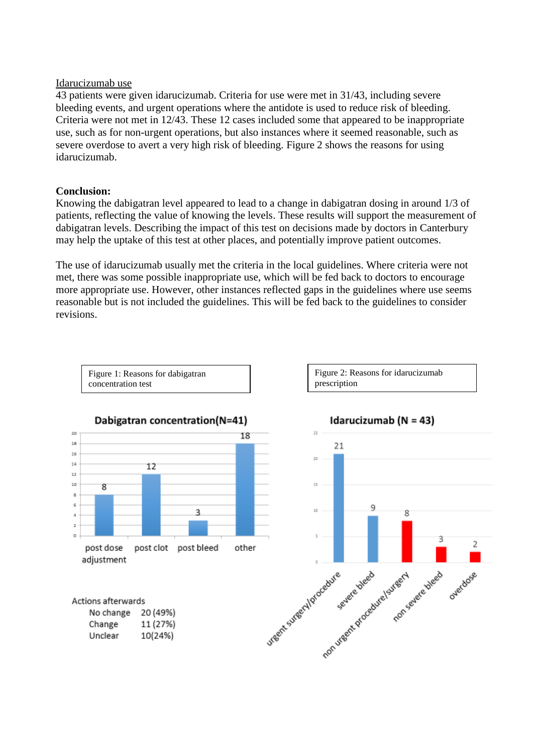Idarucizumab use

43 patients were given idarucizumab. Criteria for use were met in 31/43, including severe bleeding events, and urgent operations where the antidote is used to reduce risk of bleeding. Criteria were not met in 12/43. These 12 cases included some that appeared to be inappropriate use, such as for non-urgent operations, but also instances where it seemed reasonable, such as severe overdose to avert a very high risk of bleeding. Figure 2 shows the reasons for using idarucizumab.

**Conclusion:**

Knowing the dabigatran level appeared to lead to a change in dabigatran dosing in around 1/3 of patients, reflecting the value of knowing the levels. These results will support the measurement of dabigatran levels. Describing the impact of this test on decisions made by doctors in Canterbury may help the uptake of this test at other places, and potentially improve patient outcomes.

The use of idarucizumab usually met the criteria in the local guidelines. Where criteria were not met, there was some possible inappropriate use, which will be fed back to doctors to encourage more appropriate use. However, other instances reflected gaps in the guidelines where use seems reasonable but is not included the guidelines. This will be fed back to the guidelines to consider revisions.

Figure 1: Reasons for dabigatran concentration test

Dabigatran concentration(N=41)

0
2
4
6
8
10
12
14
16
18
20

8
12
3
18

post dose adjustment
post clot
post bleed
other

Actions afterwards

No change 20 (49%)
Change 11 (27%)
Unclear 10(24%)

Figure 2: Reasons for idarucizumab prescription

Idarucizumab (N = 43)

0
5
10
15
20
25

21
9
8
3
2

urgent surgery/procedure
severe bleed
non urgent procedure/surgery
non severe bleed
overdose